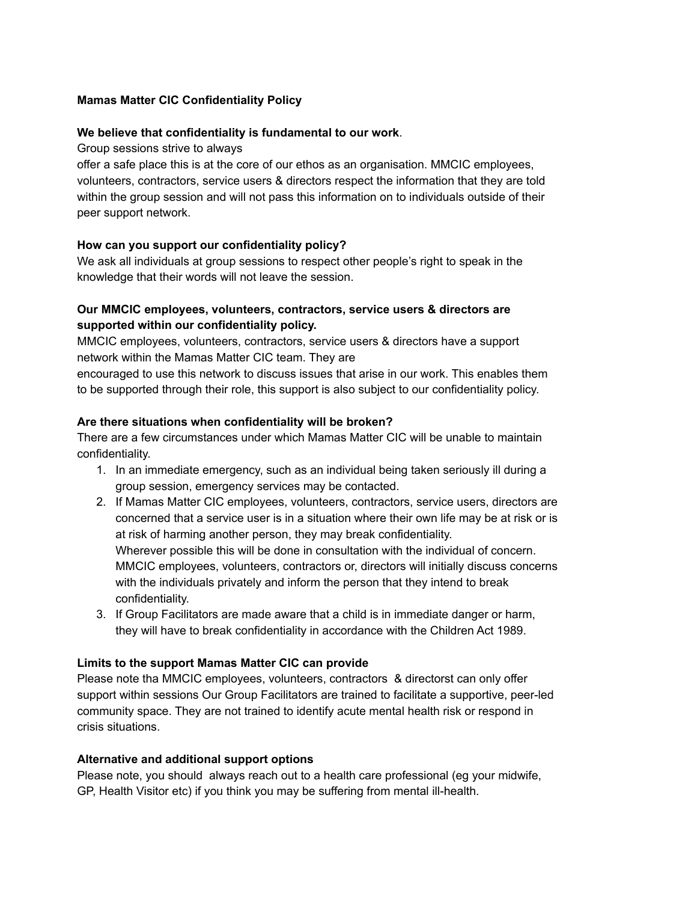**Mamas Matter CIC Confidentiality Policy**

**We believe that confidentiality is fundamental to our work**.

Group sessions strive to always offer a safe place this is at the core of our ethos as an organisation. MMCIC employees, volunteers, contractors, service users & directors respect the information that they are told within the group session and will not pass this information on to individuals outside of their peer support network.

**How can you support our confidentiality policy?**

We ask all individuals at group sessions to respect other people's right to speak in the knowledge that their words will not leave the session.

**Our MMCIC employees, volunteers, contractors, service users & directors are supported within our confidentiality policy.**

MMCIC employees, volunteers, contractors, service users & directors have a support network within the Mamas Matter CIC team. They are encouraged to use this network to discuss issues that arise in our work. This enables them to be supported through their role, this support is also subject to our confidentiality policy.

**Are there situations when confidentiality will be broken?**

There are a few circumstances under which Mamas Matter CIC will be unable to maintain confidentiality.

1. In an immediate emergency, such as an individual being taken seriously ill during a group session, emergency services may be contacted.
2. If Mamas Matter CIC employees, volunteers, contractors, service users, directors are concerned that a service user is in a situation where their own life may be at risk or is at risk of harming another person, they may break confidentiality.
   Wherever possible this will be done in consultation with the individual of concern. MMCIC employees, volunteers, contractors or, directors will initially discuss concerns with the individuals privately and inform the person that they intend to break confidentiality.
3. If Group Facilitators are made aware that a child is in immediate danger or harm, they will have to break confidentiality in accordance with the Children Act 1989.

**Limits to the support Mamas Matter CIC can provide**

Please note tha MMCIC employees, volunteers, contractors & directorst can only offer support within sessions Our Group Facilitators are trained to facilitate a supportive, peer-led community space. They are not trained to identify acute mental health risk or respond in crisis situations.

**Alternative and additional support options**

Please note, you should always reach out to a health care professional (eg your midwife, GP, Health Visitor etc) if you think you may be suffering from mental ill-health.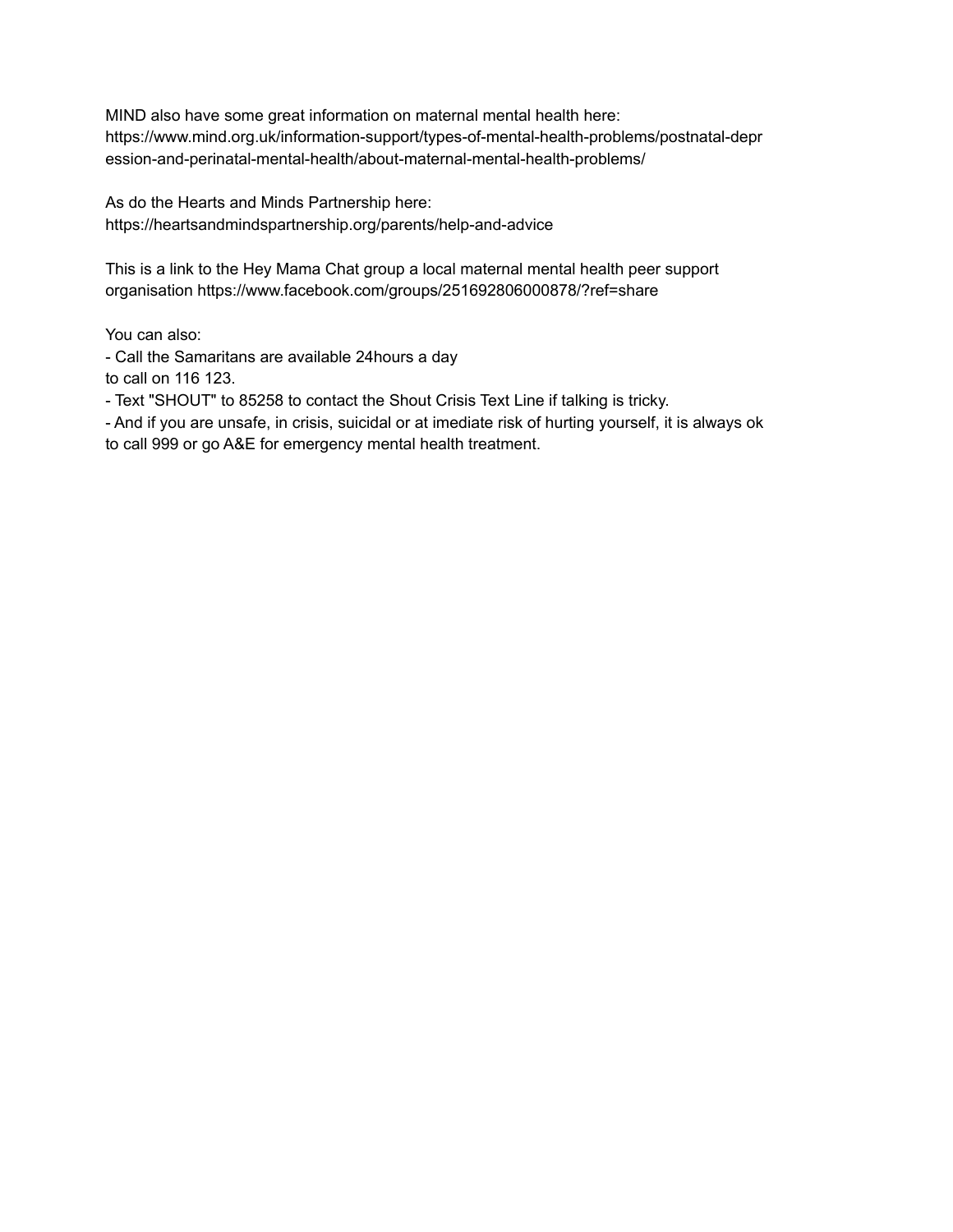MIND also have some great information on maternal mental health here: https://www.mind.org.uk/information-support/types-of-mental-health-problems/postnatal-depression-and-perinatal-mental-health/about-maternal-mental-health-problems/

As do the Hearts and Minds Partnership here: https://heartsandmindspartnership.org/parents/help-and-advice

This is a link to the Hey Mama Chat group a local maternal mental health peer support organisation https://www.facebook.com/groups/251692806000878/?ref=share

You can also:

- Call the Samaritans are available 24hours a day to call on 116 123.
- Text "SHOUT" to 85258 to contact the Shout Crisis Text Line if talking is tricky.
- And if you are unsafe, in crisis, suicidal or at imediate risk of hurting yourself, it is always ok to call 999 or go A&E for emergency mental health treatment.